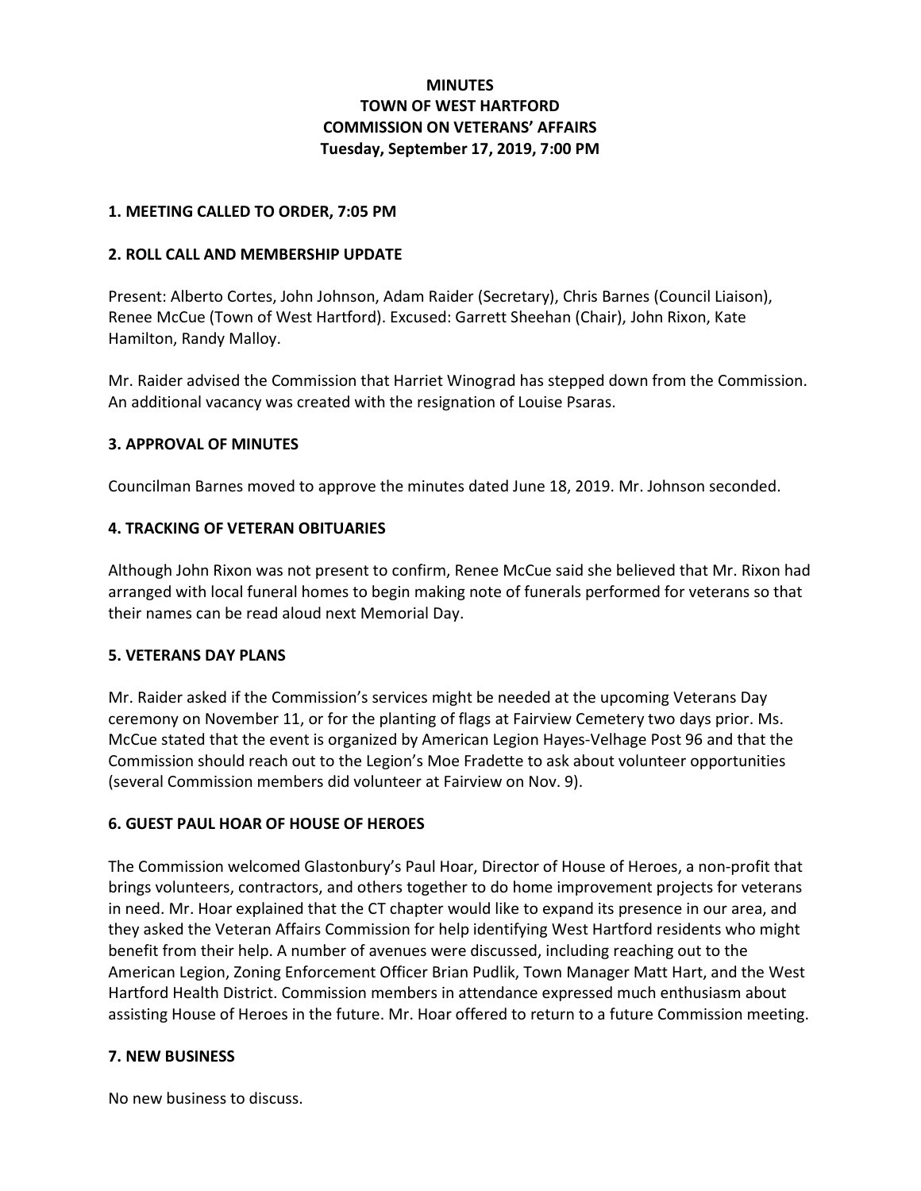# MINUTES
# TOWN OF WEST HARTFORD
# COMMISSION ON VETERANS' AFFAIRS
# Tuesday, September 17, 2019, 7:00 PM

## 1. MEETING CALLED TO ORDER, 7:05 PM

## 2. ROLL CALL AND MEMBERSHIP UPDATE

Present: Alberto Cortes, John Johnson, Adam Raider (Secretary), Chris Barnes (Council Liaison), Renee McCue (Town of West Hartford). Excused: Garrett Sheehan (Chair), John Rixon, Kate Hamilton, Randy Malloy.

Mr. Raider advised the Commission that Harriet Winograd has stepped down from the Commission. An additional vacancy was created with the resignation of Louise Psaras.

## 3. APPROVAL OF MINUTES

Councilman Barnes moved to approve the minutes dated June 18, 2019. Mr. Johnson seconded.

## 4. TRACKING OF VETERAN OBITUARIES

Although John Rixon was not present to confirm, Renee McCue said she believed that Mr. Rixon had arranged with local funeral homes to begin making note of funerals performed for veterans so that their names can be read aloud next Memorial Day.

## 5. VETERANS DAY PLANS

Mr. Raider asked if the Commission's services might be needed at the upcoming Veterans Day ceremony on November 11, or for the planting of flags at Fairview Cemetery two days prior. Ms. McCue stated that the event is organized by American Legion Hayes-Velhage Post 96 and that the Commission should reach out to the Legion's Moe Fradette to ask about volunteer opportunities (several Commission members did volunteer at Fairview on Nov. 9).

## 6. GUEST PAUL HOAR OF HOUSE OF HEROES

The Commission welcomed Glastonbury's Paul Hoar, Director of House of Heroes, a non-profit that brings volunteers, contractors, and others together to do home improvement projects for veterans in need. Mr. Hoar explained that the CT chapter would like to expand its presence in our area, and they asked the Veteran Affairs Commission for help identifying West Hartford residents who might benefit from their help. A number of avenues were discussed, including reaching out to the American Legion, Zoning Enforcement Officer Brian Pudlik, Town Manager Matt Hart, and the West Hartford Health District. Commission members in attendance expressed much enthusiasm about assisting House of Heroes in the future. Mr. Hoar offered to return to a future Commission meeting.

## 7. NEW BUSINESS

No new business to discuss.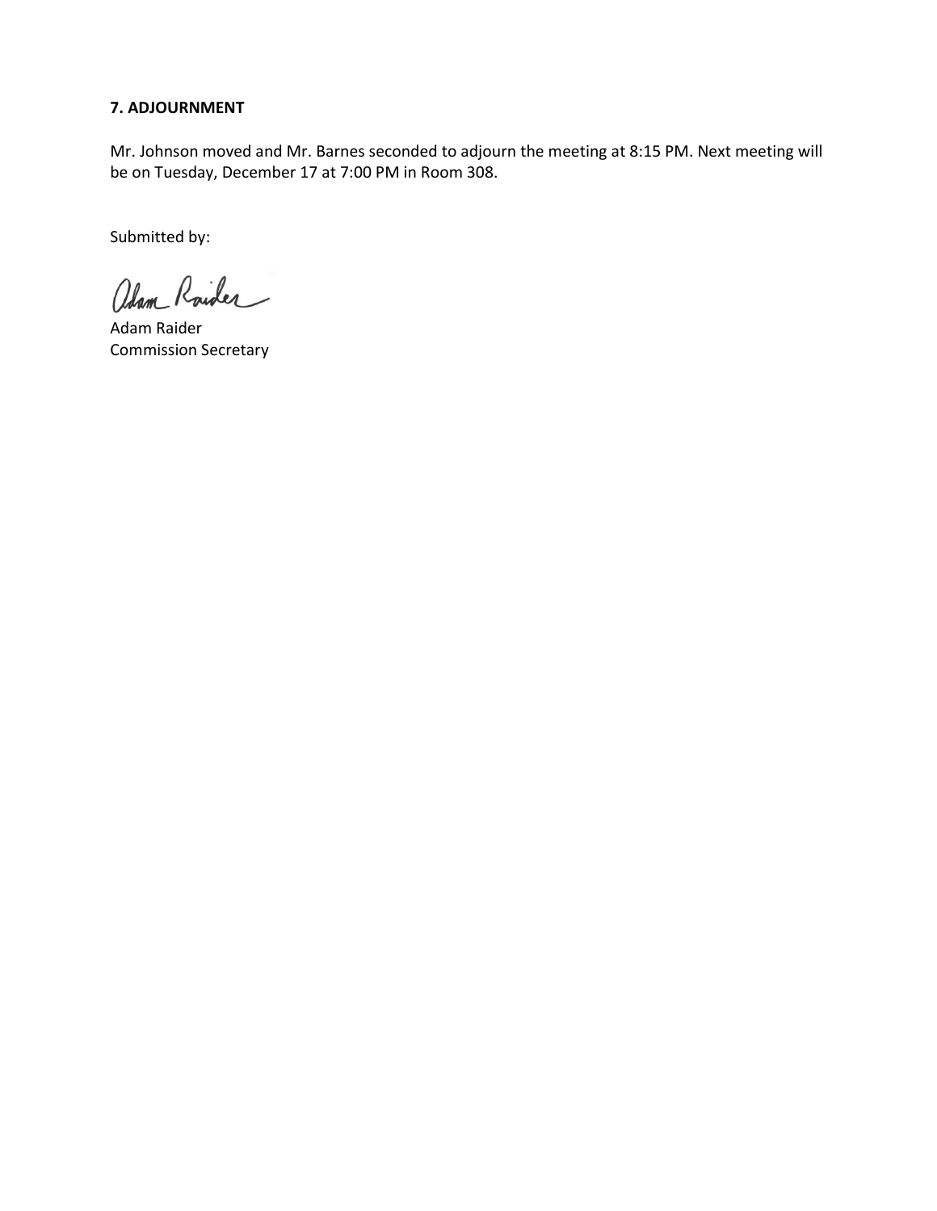**7. ADJOURNMENT**

Mr. Johnson moved and Mr. Barnes seconded to adjourn the meeting at 8:15 PM. Next meeting will be on Tuesday, December 17 at 7:00 PM in Room 308.

Submitted by:

Adam Raider
Commission Secretary